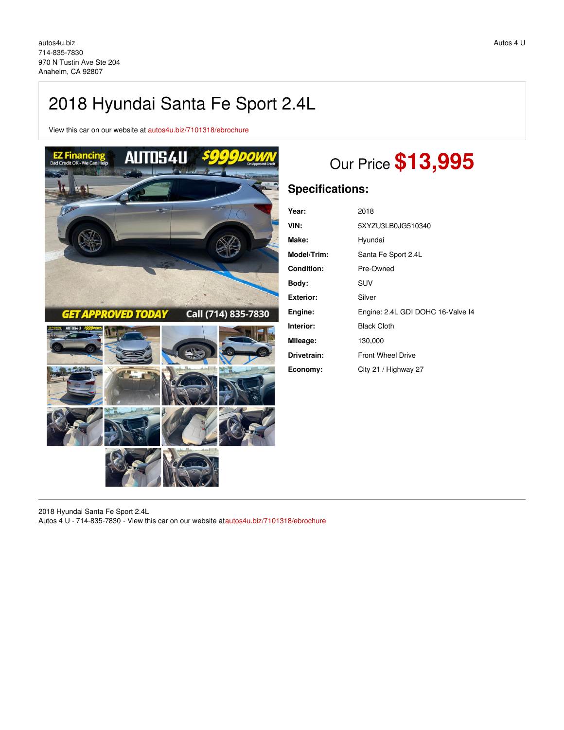autos4u.biz
714-835-7830
970 N Tustin Ave Ste 204
Anaheim, CA 92807

Autos 4 U

# 2018 Hyundai Santa Fe Sport 2.4L

View this car on our website at autos4u.biz/7101318/ebrochure

## Our Price **$13,995**

### Specifications:

| | |
|---|---|
| **Year:** | 2018 |
| **VIN:** | 5XYZU3LB0JG510340 |
| **Make:** | Hyundai |
| **Model/Trim:** | Santa Fe Sport 2.4L |
| **Condition:** | Pre-Owned |
| **Body:** | SUV |
| **Exterior:** | Silver |
| **Engine:** | Engine: 2.4L GDI DOHC 16-Valve I4 |
| **Interior:** | Black Cloth |
| **Mileage:** | 130,000 |
| **Drivetrain:** | Front Wheel Drive |
| **Economy:** | City 21 / Highway 27 |

2018 Hyundai Santa Fe Sport 2.4L
Autos 4 U - 714-835-7830 - View this car on our website atautos4u.biz/7101318/ebrochure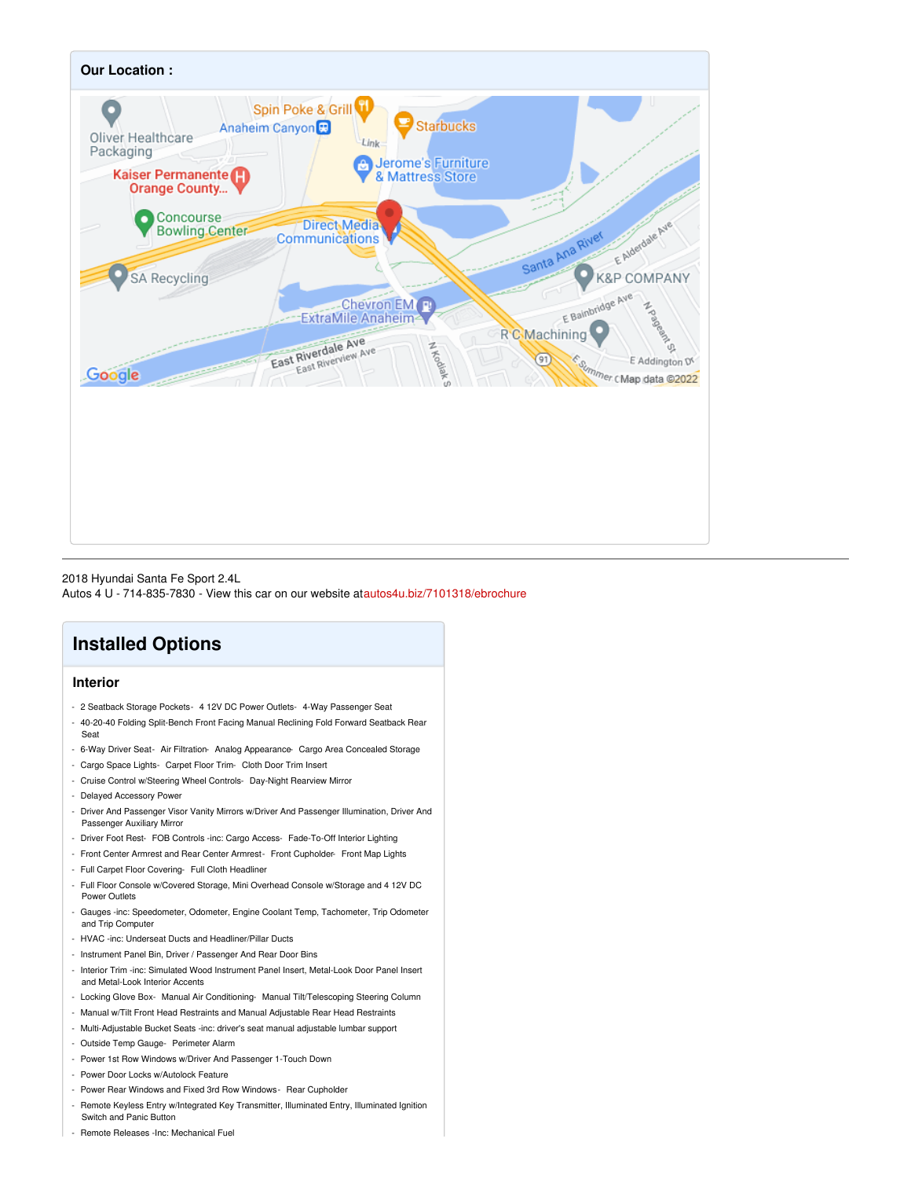## Our Location :

2018 Hyundai Santa Fe Sport 2.4L
Autos 4 U - 714-835-7830 - View this car on our website atautos4u.biz/7101318/ebrochure

# Installed Options

## Interior

- 2 Seatback Storage Pockets- 4 12V DC Power Outlets- 4-Way Passenger Seat
- 40-20-40 Folding Split-Bench Front Facing Manual Reclining Fold Forward Seatback Rear Seat
- 6-Way Driver Seat- Air Filtration- Analog Appearance- Cargo Area Concealed Storage
- Cargo Space Lights- Carpet Floor Trim- Cloth Door Trim Insert
- Cruise Control w/Steering Wheel Controls- Day-Night Rearview Mirror
- Delayed Accessory Power
- Driver And Passenger Visor Vanity Mirrors w/Driver And Passenger Illumination, Driver And Passenger Auxiliary Mirror
- Driver Foot Rest- FOB Controls -inc: Cargo Access- Fade-To-Off Interior Lighting
- Front Center Armrest and Rear Center Armrest- Front Cupholder- Front Map Lights
- Full Carpet Floor Covering- Full Cloth Headliner
- Full Floor Console w/Covered Storage, Mini Overhead Console w/Storage and 4 12V DC Power Outlets
- Gauges -inc: Speedometer, Odometer, Engine Coolant Temp, Tachometer, Trip Odometer and Trip Computer
- HVAC -inc: Underseat Ducts and Headliner/Pillar Ducts
- Instrument Panel Bin, Driver / Passenger And Rear Door Bins
- Interior Trim -inc: Simulated Wood Instrument Panel Insert, Metal-Look Door Panel Insert and Metal-Look Interior Accents
- Locking Glove Box- Manual Air Conditioning- Manual Tilt/Telescoping Steering Column
- Manual w/Tilt Front Head Restraints and Manual Adjustable Rear Head Restraints
- Multi-Adjustable Bucket Seats -inc: driver's seat manual adjustable lumbar support
- Outside Temp Gauge- Perimeter Alarm
- Power 1st Row Windows w/Driver And Passenger 1-Touch Down
- Power Door Locks w/Autolock Feature
- Power Rear Windows and Fixed 3rd Row Windows- Rear Cupholder
- Remote Keyless Entry w/Integrated Key Transmitter, Illuminated Entry, Illuminated Ignition Switch and Panic Button
- Remote Releases -Inc: Mechanical Fuel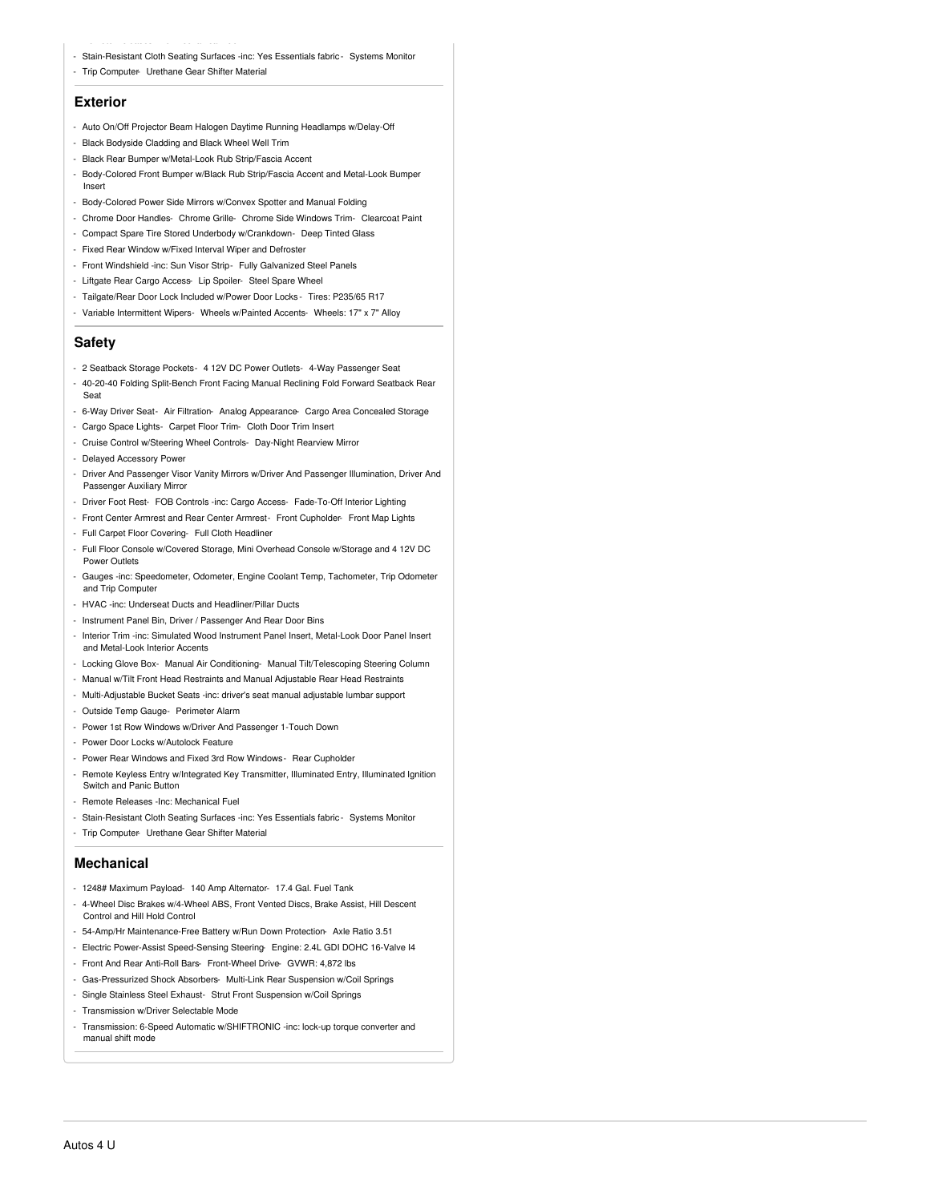- Stain-Resistant Cloth Seating Surfaces -inc: Yes Essentials fabric - Systems Monitor
- Trip Computer - Urethane Gear Shifter Material

## Exterior

- Auto On/Off Projector Beam Halogen Daytime Running Headlamps w/Delay-Off
- Black Bodyside Cladding and Black Wheel Well Trim
- Black Rear Bumper w/Metal-Look Rub Strip/Fascia Accent
- Body-Colored Front Bumper w/Black Rub Strip/Fascia Accent and Metal-Look Bumper Insert
- Body-Colored Power Side Mirrors w/Convex Spotter and Manual Folding
- Chrome Door Handles - Chrome Grille - Chrome Side Windows Trim - Clearcoat Paint
- Compact Spare Tire Stored Underbody w/Crankdown - Deep Tinted Glass
- Fixed Rear Window w/Fixed Interval Wiper and Defroster
- Front Windshield -inc: Sun Visor Strip - Fully Galvanized Steel Panels
- Liftgate Rear Cargo Access - Lip Spoiler - Steel Spare Wheel
- Tailgate/Rear Door Lock Included w/Power Door Locks - Tires: P235/65 R17
- Variable Intermittent Wipers - Wheels w/Painted Accents - Wheels: 17" x 7" Alloy

## Safety

- 2 Seatback Storage Pockets - 4 12V DC Power Outlets - 4-Way Passenger Seat
- 40-20-40 Folding Split-Bench Front Facing Manual Reclining Fold Forward Seatback Rear Seat
- 6-Way Driver Seat - Air Filtration - Analog Appearance - Cargo Area Concealed Storage
- Cargo Space Lights - Carpet Floor Trim - Cloth Door Trim Insert
- Cruise Control w/Steering Wheel Controls - Day-Night Rearview Mirror
- Delayed Accessory Power
- Driver And Passenger Visor Vanity Mirrors w/Driver And Passenger Illumination, Driver And Passenger Auxiliary Mirror
- Driver Foot Rest - FOB Controls -inc: Cargo Access - Fade-To-Off Interior Lighting
- Front Center Armrest and Rear Center Armrest - Front Cupholder - Front Map Lights
- Full Carpet Floor Covering - Full Cloth Headliner
- Full Floor Console w/Covered Storage, Mini Overhead Console w/Storage and 4 12V DC Power Outlets
- Gauges -inc: Speedometer, Odometer, Engine Coolant Temp, Tachometer, Trip Odometer and Trip Computer
- HVAC -inc: Underseat Ducts and Headliner/Pillar Ducts
- Instrument Panel Bin, Driver / Passenger And Rear Door Bins
- Interior Trim -inc: Simulated Wood Instrument Panel Insert, Metal-Look Door Panel Insert and Metal-Look Interior Accents
- Locking Glove Box - Manual Air Conditioning - Manual Tilt/Telescoping Steering Column
- Manual w/Tilt Front Head Restraints and Manual Adjustable Rear Head Restraints
- Multi-Adjustable Bucket Seats -inc: driver's seat manual adjustable lumbar support
- Outside Temp Gauge - Perimeter Alarm
- Power 1st Row Windows w/Driver And Passenger 1-Touch Down
- Power Door Locks w/Autolock Feature
- Power Rear Windows and Fixed 3rd Row Windows - Rear Cupholder
- Remote Keyless Entry w/Integrated Key Transmitter, Illuminated Entry, Illuminated Ignition Switch and Panic Button
- Remote Releases -Inc: Mechanical Fuel
- Stain-Resistant Cloth Seating Surfaces -inc: Yes Essentials fabric - Systems Monitor
- Trip Computer - Urethane Gear Shifter Material

## Mechanical

- 1248# Maximum Payload - 140 Amp Alternator - 17.4 Gal. Fuel Tank
- 4-Wheel Disc Brakes w/4-Wheel ABS, Front Vented Discs, Brake Assist, Hill Descent Control and Hill Hold Control
- 54-Amp/Hr Maintenance-Free Battery w/Run Down Protection - Axle Ratio 3.51
- Electric Power-Assist Speed-Sensing Steering - Engine: 2.4L GDI DOHC 16-Valve I4
- Front And Rear Anti-Roll Bars - Front-Wheel Drive - GVWR: 4,872 lbs
- Gas-Pressurized Shock Absorbers - Multi-Link Rear Suspension w/Coil Springs
- Single Stainless Steel Exhaust - Strut Front Suspension w/Coil Springs
- Transmission w/Driver Selectable Mode
- Transmission: 6-Speed Automatic w/SHIFTRONIC -inc: lock-up torque converter and manual shift mode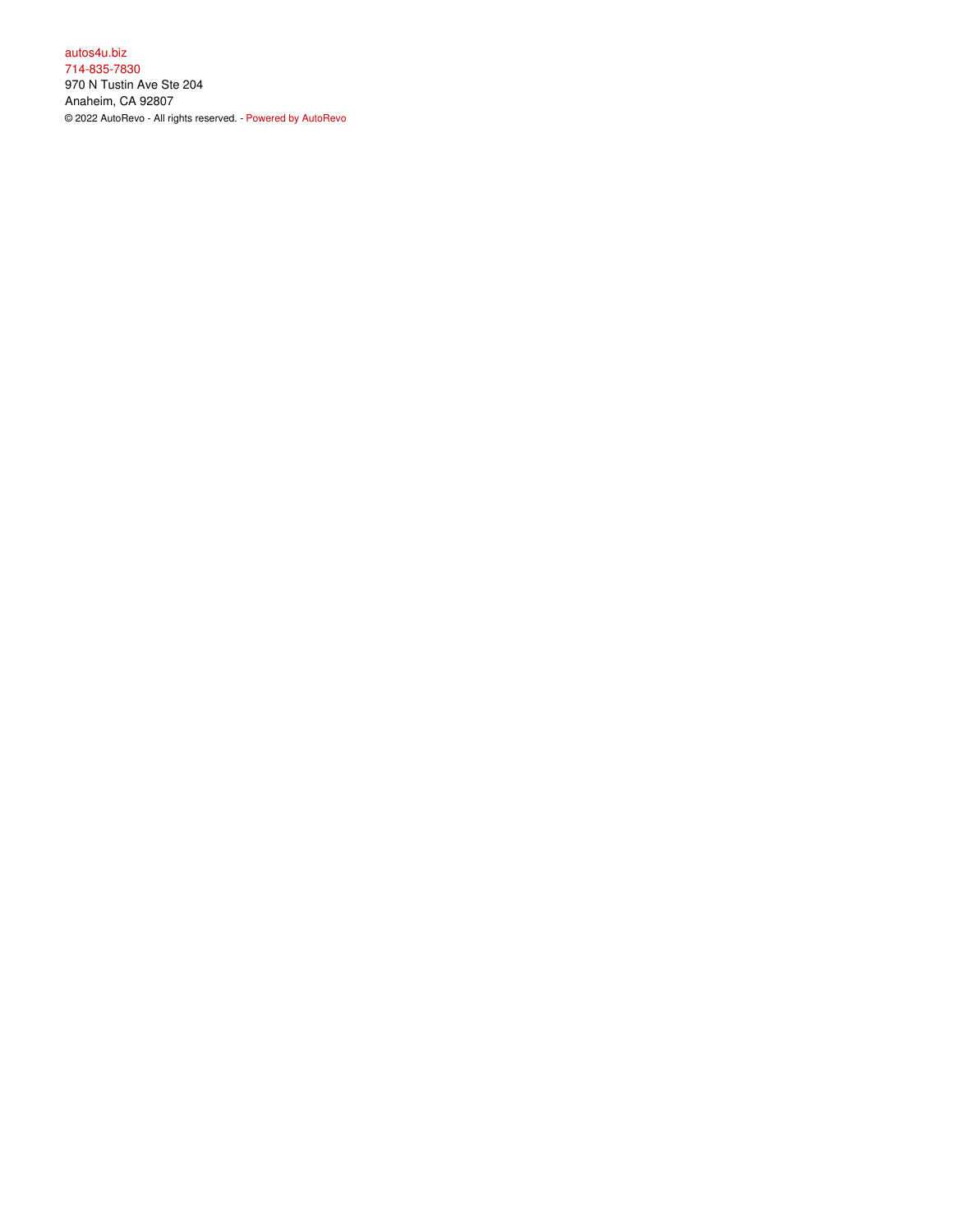autos4u.biz
714-835-7830
970 N Tustin Ave Ste 204
Anaheim, CA 92807
© 2022 AutoRevo - All rights reserved. - Powered by AutoRevo